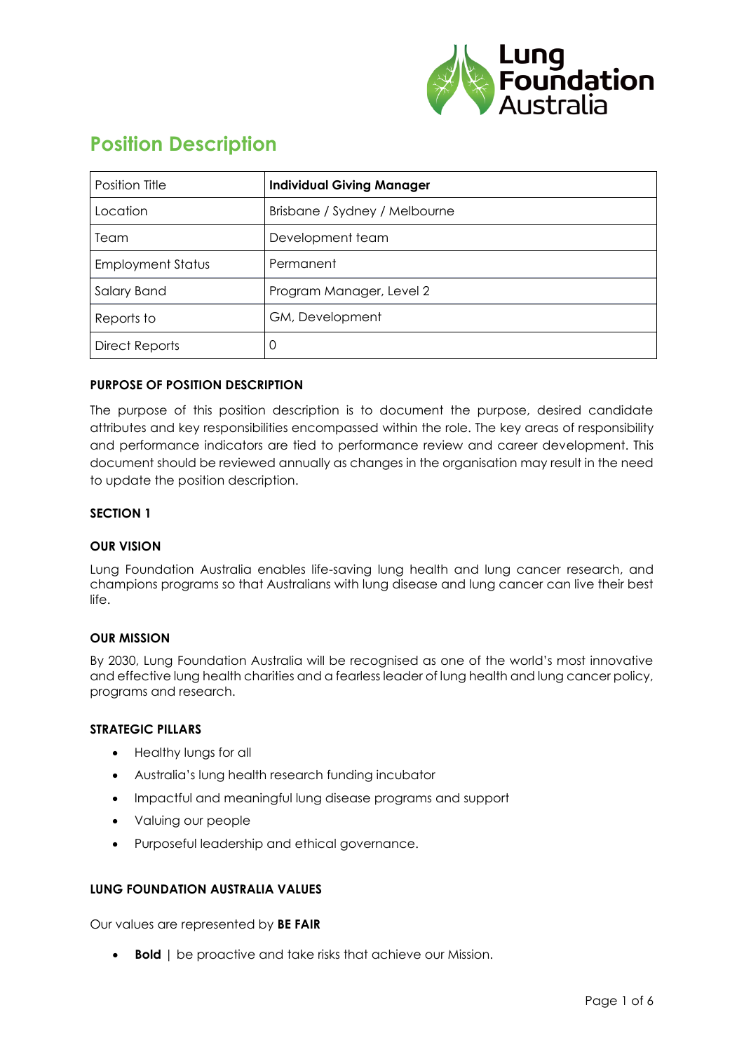# Position Description

| Position Title | **Individual Giving Manager** |
|---|---|
| Location | Brisbane / Sydney / Melbourne |
| Team | Development team |
| Employment Status | Permanent |
| Salary Band | Program Manager, Level 2 |
| Reports to | GM, Development |
| Direct Reports | 0 |

### PURPOSE OF POSITION DESCRIPTION

The purpose of this position description is to document the purpose, desired candidate attributes and key responsibilities encompassed within the role. The key areas of responsibility and performance indicators are tied to performance review and career development. This document should be reviewed annually as changes in the organisation may result in the need to update the position description.

## SECTION 1

### OUR VISION

Lung Foundation Australia enables life-saving lung health and lung cancer research, and champions programs so that Australians with lung disease and lung cancer can live their best life.

### OUR MISSION

By 2030, Lung Foundation Australia will be recognised as one of the world's most innovative and effective lung health charities and a fearless leader of lung health and lung cancer policy, programs and research.

### STRATEGIC PILLARS

- Healthy lungs for all
- Australia's lung health research funding incubator
- Impactful and meaningful lung disease programs and support
- Valuing our people
- Purposeful leadership and ethical governance.

### LUNG FOUNDATION AUSTRALIA VALUES

Our values are represented by **BE FAIR**

- **Bold** | be proactive and take risks that achieve our Mission.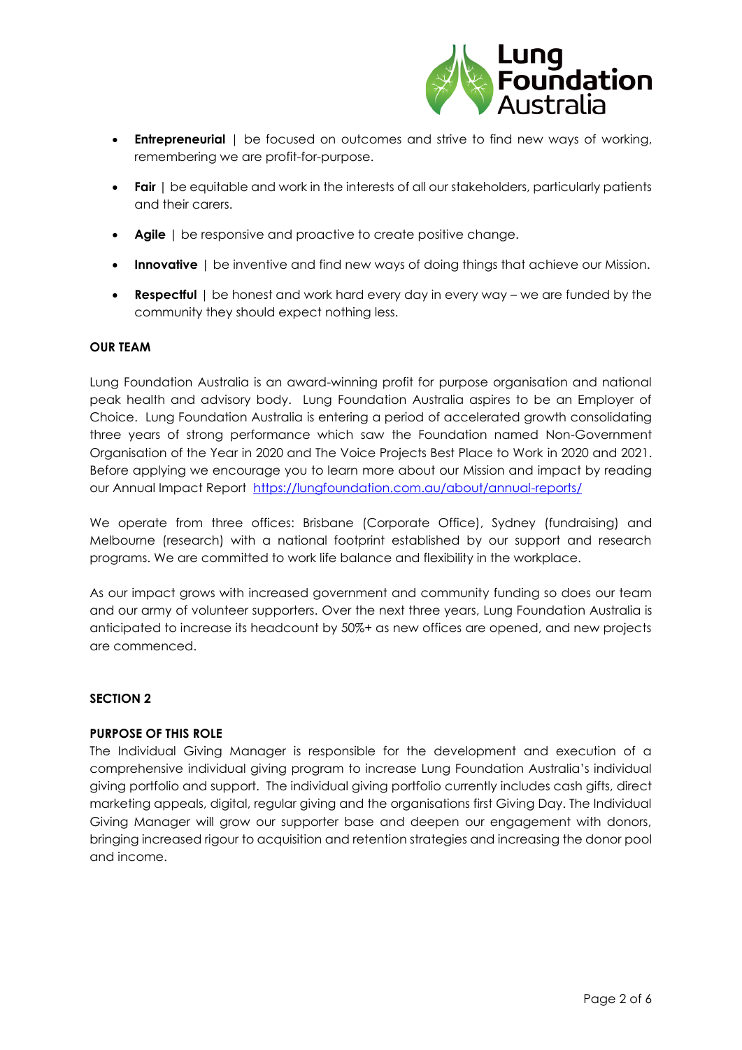- **Entrepreneurial** | be focused on outcomes and strive to find new ways of working, remembering we are profit-for-purpose.
- **Fair** | be equitable and work in the interests of all our stakeholders, particularly patients and their carers.
- **Agile** | be responsive and proactive to create positive change.
- **Innovative** | be inventive and find new ways of doing things that achieve our Mission.
- **Respectful** | be honest and work hard every day in every way – we are funded by the community they should expect nothing less.

**OUR TEAM**

Lung Foundation Australia is an award-winning profit for purpose organisation and national peak health and advisory body. Lung Foundation Australia aspires to be an Employer of Choice. Lung Foundation Australia is entering a period of accelerated growth consolidating three years of strong performance which saw the Foundation named Non-Government Organisation of the Year in 2020 and The Voice Projects Best Place to Work in 2020 and 2021. Before applying we encourage you to learn more about our Mission and impact by reading our Annual Impact Report https://lungfoundation.com.au/about/annual-reports/

We operate from three offices: Brisbane (Corporate Office), Sydney (fundraising) and Melbourne (research) with a national footprint established by our support and research programs. We are committed to work life balance and flexibility in the workplace.

As our impact grows with increased government and community funding so does our team and our army of volunteer supporters. Over the next three years, Lung Foundation Australia is anticipated to increase its headcount by 50%+ as new offices are opened, and new projects are commenced.

**SECTION 2**

**PURPOSE OF THIS ROLE**

The Individual Giving Manager is responsible for the development and execution of a comprehensive individual giving program to increase Lung Foundation Australia's individual giving portfolio and support. The individual giving portfolio currently includes cash gifts, direct marketing appeals, digital, regular giving and the organisations first Giving Day. The Individual Giving Manager will grow our supporter base and deepen our engagement with donors, bringing increased rigour to acquisition and retention strategies and increasing the donor pool and income.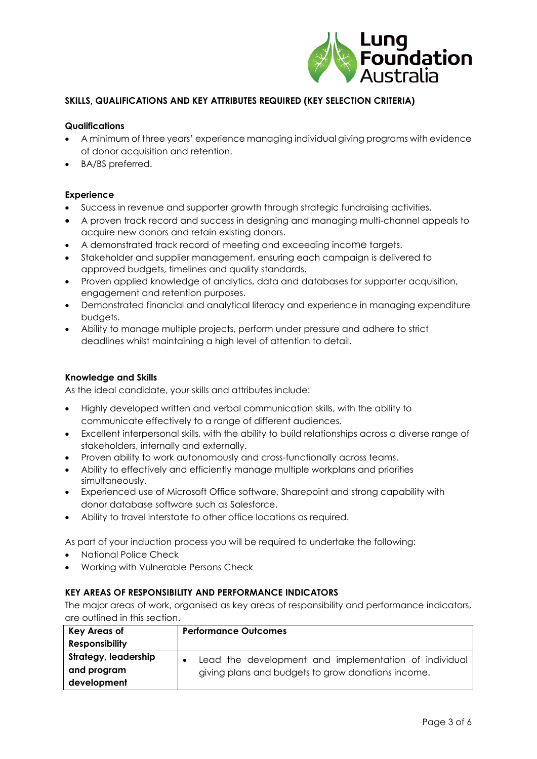## SKILLS, QUALIFICATIONS AND KEY ATTRIBUTES REQUIRED (KEY SELECTION CRITERIA)

### Qualifications

- A minimum of three years' experience managing individual giving programs with evidence of donor acquisition and retention.
- BA/BS preferred.

### Experience

- Success in revenue and supporter growth through strategic fundraising activities.
- A proven track record and success in designing and managing multi-channel appeals to acquire new donors and retain existing donors.
- A demonstrated track record of meeting and exceeding income targets.
- Stakeholder and supplier management, ensuring each campaign is delivered to approved budgets, timelines and quality standards.
- Proven applied knowledge of analytics, data and databases for supporter acquisition, engagement and retention purposes.
- Demonstrated financial and analytical literacy and experience in managing expenditure budgets.
- Ability to manage multiple projects, perform under pressure and adhere to strict deadlines whilst maintaining a high level of attention to detail.

### Knowledge and Skills

As the ideal candidate, your skills and attributes include:

- Highly developed written and verbal communication skills, with the ability to communicate effectively to a range of different audiences.
- Excellent interpersonal skills, with the ability to build relationships across a diverse range of stakeholders, internally and externally.
- Proven ability to work autonomously and cross-functionally across teams.
- Ability to effectively and efficiently manage multiple workplans and priorities simultaneously.
- Experienced use of Microsoft Office software, Sharepoint and strong capability with donor database software such as Salesforce.
- Ability to travel interstate to other office locations as required.

As part of your induction process you will be required to undertake the following:

- National Police Check
- Working with Vulnerable Persons Check

## KEY AREAS OF RESPONSIBILITY AND PERFORMANCE INDICATORS

The major areas of work, organised as key areas of responsibility and performance indicators, are outlined in this section.

| Key Areas of Responsibility | Performance Outcomes |
|---|---|
| Strategy, leadership and program development | • Lead the development and implementation of individual giving plans and budgets to grow donations income. |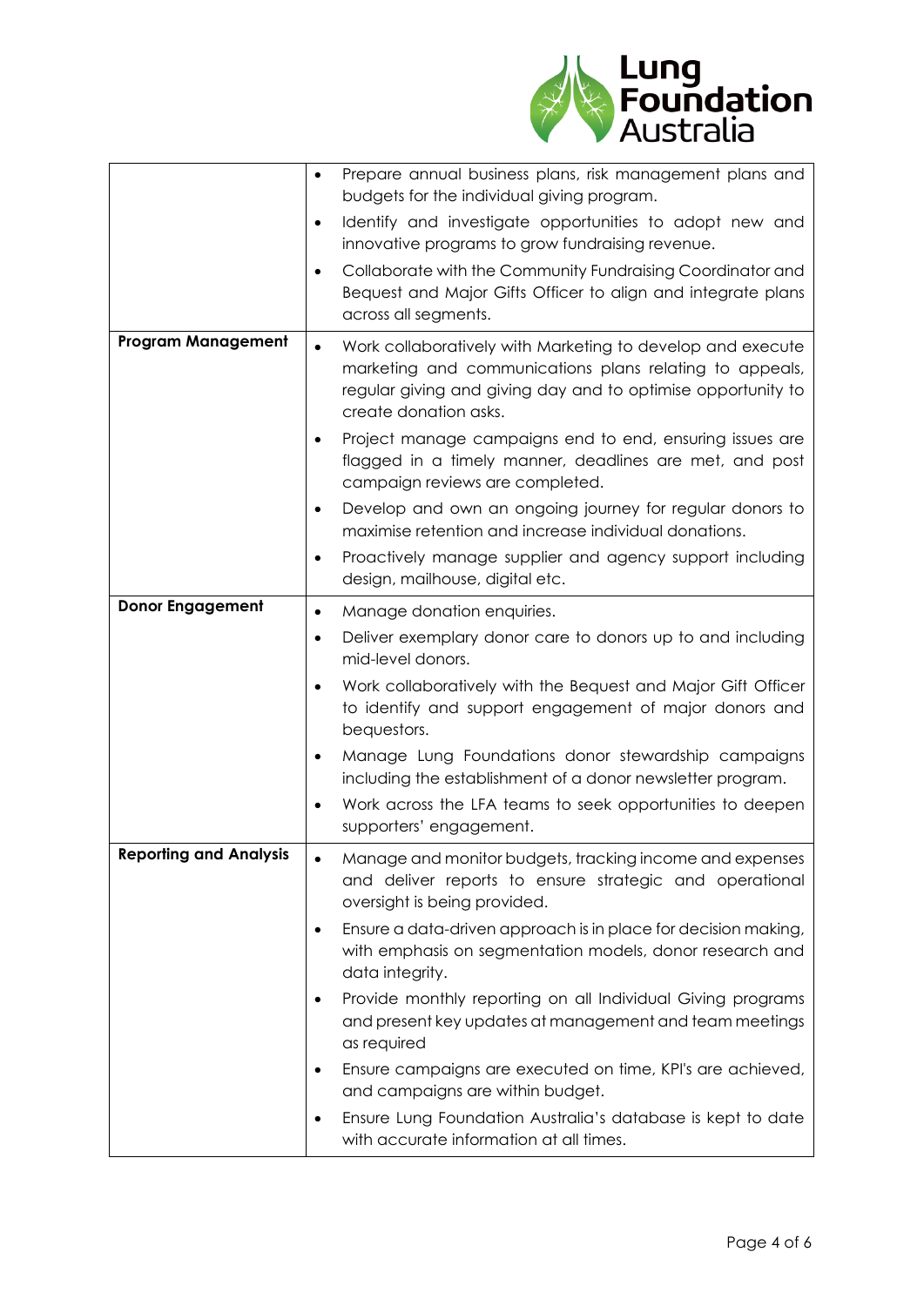| | |
|---|---|
| | • Prepare annual business plans, risk management plans and budgets for the individual giving program.<br>• Identify and investigate opportunities to adopt new and innovative programs to grow fundraising revenue.<br>• Collaborate with the Community Fundraising Coordinator and Bequest and Major Gifts Officer to align and integrate plans across all segments. |
| **Program Management** | • Work collaboratively with Marketing to develop and execute marketing and communications plans relating to appeals, regular giving and giving day and to optimise opportunity to create donation asks.<br>• Project manage campaigns end to end, ensuring issues are flagged in a timely manner, deadlines are met, and post campaign reviews are completed.<br>• Develop and own an ongoing journey for regular donors to maximise retention and increase individual donations.<br>• Proactively manage supplier and agency support including design, mailhouse, digital etc. |
| **Donor Engagement** | • Manage donation enquiries.<br>• Deliver exemplary donor care to donors up to and including mid-level donors.<br>• Work collaboratively with the Bequest and Major Gift Officer to identify and support engagement of major donors and bequestors.<br>• Manage Lung Foundations donor stewardship campaigns including the establishment of a donor newsletter program.<br>• Work across the LFA teams to seek opportunities to deepen supporters' engagement. |
| **Reporting and Analysis** | • Manage and monitor budgets, tracking income and expenses and deliver reports to ensure strategic and operational oversight is being provided.<br>• Ensure a data-driven approach is in place for decision making, with emphasis on segmentation models, donor research and data integrity.<br>• Provide monthly reporting on all Individual Giving programs and present key updates at management and team meetings as required<br>• Ensure campaigns are executed on time, KPI's are achieved, and campaigns are within budget.<br>• Ensure Lung Foundation Australia's database is kept to date with accurate information at all times. |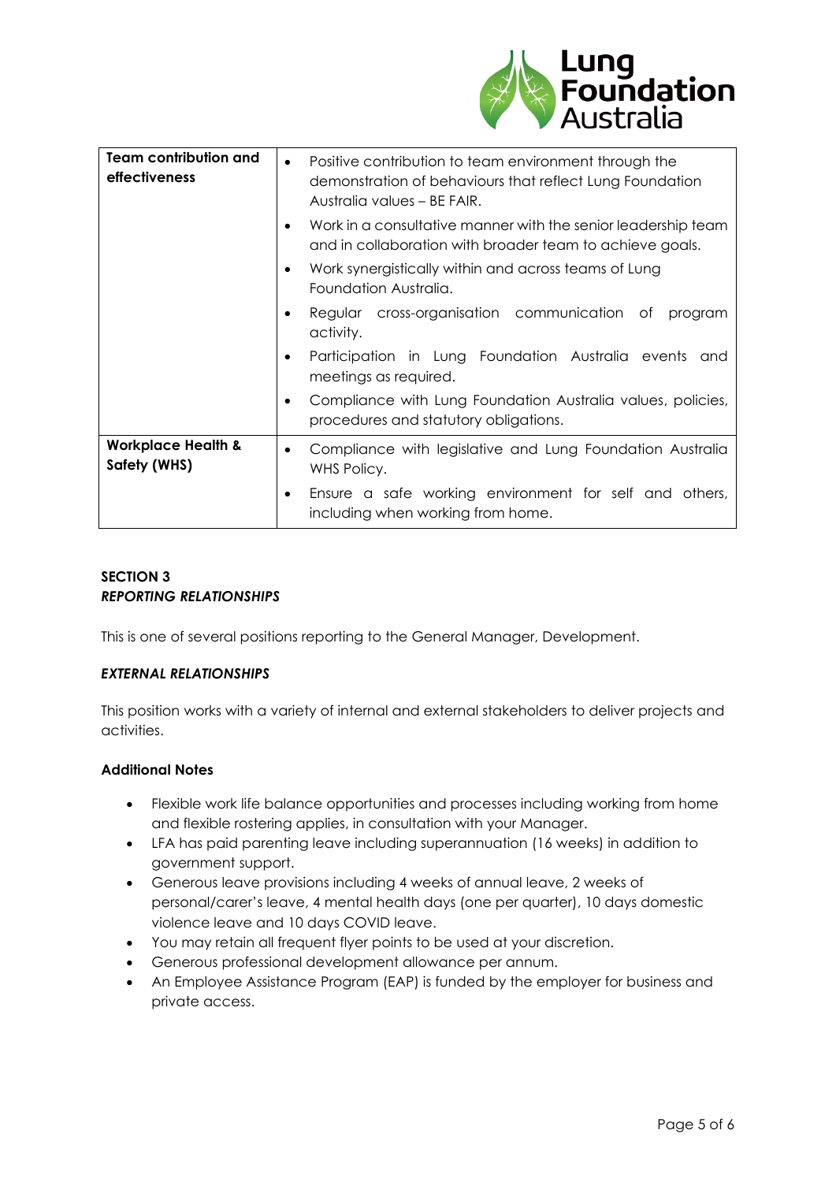| Team contribution and effectiveness | • Positive contribution to team environment through the demonstration of behaviours that reflect Lung Foundation Australia values – BE FAIR.<br>• Work in a consultative manner with the senior leadership team and in collaboration with broader team to achieve goals.<br>• Work synergistically within and across teams of Lung Foundation Australia.<br>• Regular cross-organisation communication of program activity.<br>• Participation in Lung Foundation Australia events and meetings as required.<br>• Compliance with Lung Foundation Australia values, policies, procedures and statutory obligations. |
|---|---|
| **Workplace Health & Safety (WHS)** | • Compliance with legislative and Lung Foundation Australia WHS Policy.<br>• Ensure a safe working environment for self and others, including when working from home. |

## SECTION 3
### *REPORTING RELATIONSHIPS*

This is one of several positions reporting to the General Manager, Development.

### *EXTERNAL RELATIONSHIPS*

This position works with a variety of internal and external stakeholders to deliver projects and activities.

### Additional Notes

- Flexible work life balance opportunities and processes including working from home and flexible rostering applies, in consultation with your Manager.
- LFA has paid parenting leave including superannuation (16 weeks) in addition to government support.
- Generous leave provisions including 4 weeks of annual leave, 2 weeks of personal/carer's leave, 4 mental health days (one per quarter), 10 days domestic violence leave and 10 days COVID leave.
- You may retain all frequent flyer points to be used at your discretion.
- Generous professional development allowance per annum.
- An Employee Assistance Program (EAP) is funded by the employer for business and private access.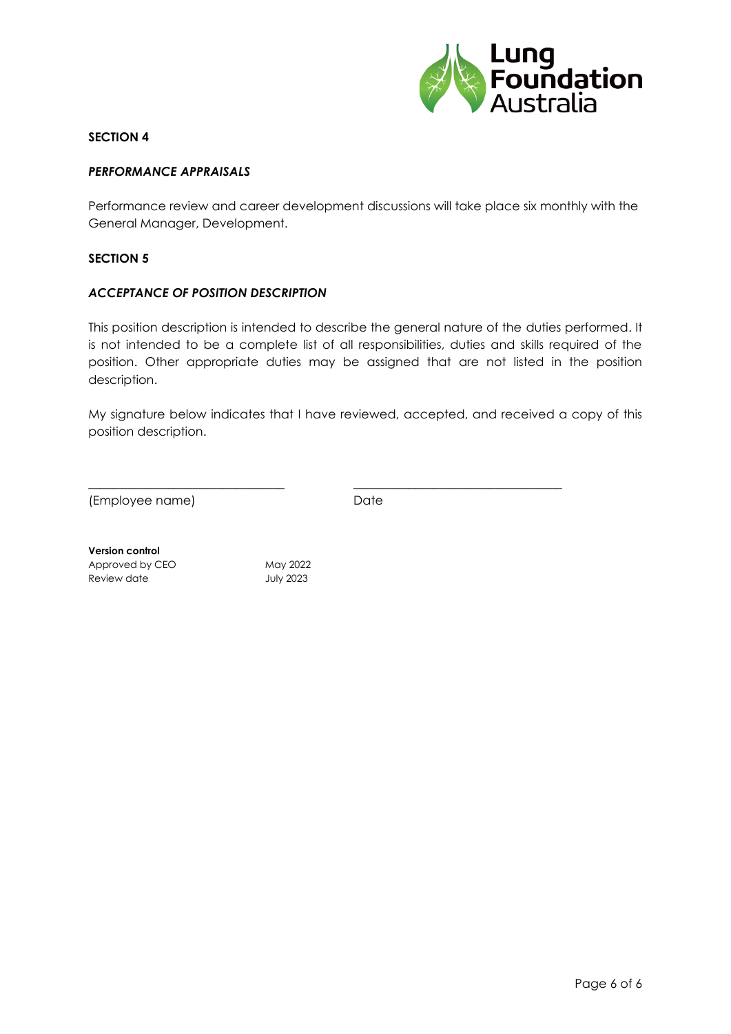**SECTION 4**

***PERFORMANCE APPRAISALS***

Performance review and career development discussions will take place six monthly with the General Manager, Development.

**SECTION 5**

***ACCEPTANCE OF POSITION DESCRIPTION***

This position description is intended to describe the general nature of the duties performed. It is not intended to be a complete list of all responsibilities, duties and skills required of the position. Other appropriate duties may be assigned that are not listed in the position description.

My signature below indicates that I have reviewed, accepted, and received a copy of this position description.

_______________________________ &nbsp;&nbsp;&nbsp;&nbsp;&nbsp;&nbsp;&nbsp;&nbsp;&nbsp;&nbsp; _________________________________

(Employee name) &nbsp;&nbsp;&nbsp;&nbsp;&nbsp;&nbsp;&nbsp;&nbsp;&nbsp;&nbsp;&nbsp;&nbsp;&nbsp;&nbsp;&nbsp;&nbsp;&nbsp;&nbsp;&nbsp;&nbsp;&nbsp;&nbsp;&nbsp;&nbsp;&nbsp;&nbsp;&nbsp;&nbsp;&nbsp; Date

**Version control**

| | |
|---|---|
| Approved by CEO | May 2022 |
| Review date | July 2023 |